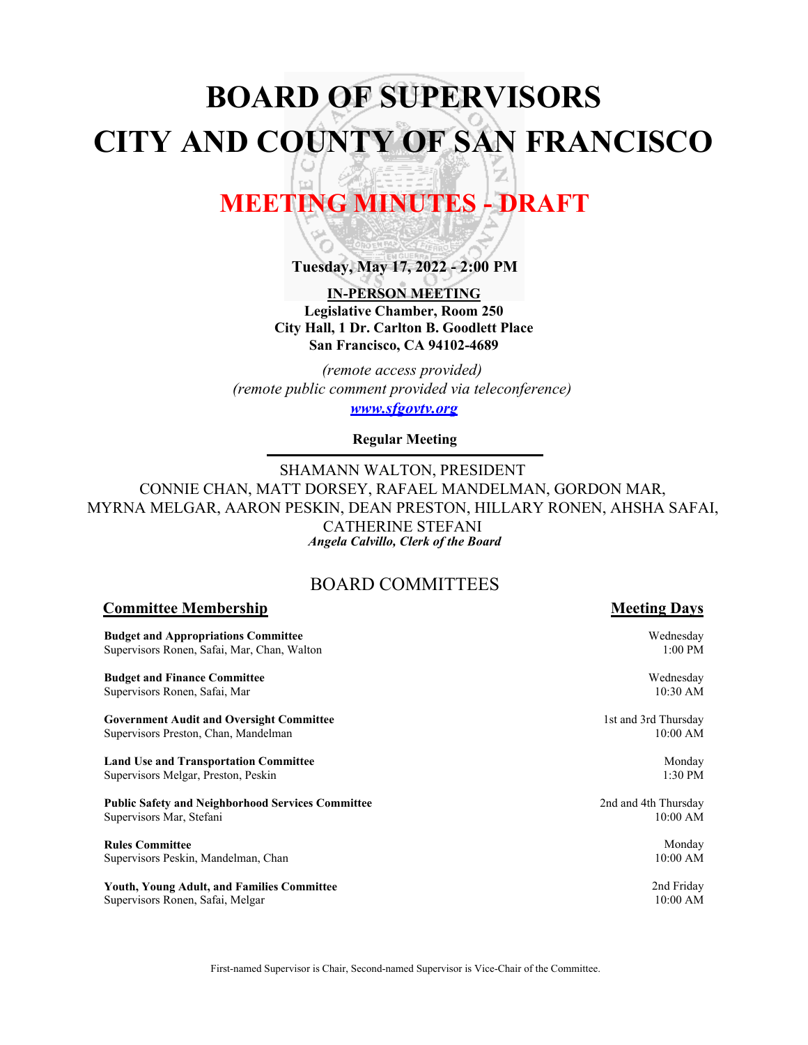# BOARD OF SUPERVISORS
# CITY AND COUNTY OF SAN FRANCISCO

## MEETING MINUTES - DRAFT

**Tuesday, May 17, 2022 - 2:00 PM**

**IN-PERSON MEETING**
**Legislative Chamber, Room 250**
**City Hall, 1 Dr. Carlton B. Goodlett Place**
**San Francisco, CA 94102-4689**

*(remote access provided)*
*(remote public comment provided via teleconference)*
*www.sfgovtv.org*

**Regular Meeting**

SHAMANN WALTON, PRESIDENT
CONNIE CHAN, MATT DORSEY, RAFAEL MANDELMAN, GORDON MAR,
MYRNA MELGAR, AARON PESKIN, DEAN PRESTON, HILLARY RONEN, AHSHA SAFAI,
CATHERINE STEFANI
*Angela Calvillo, Clerk of the Board*

## BOARD COMMITTEES

| Committee Membership | Meeting Days |
|---|---|
| **Budget and Appropriations Committee**<br>Supervisors Ronen, Safai, Mar, Chan, Walton | Wednesday<br>1:00 PM |
| **Budget and Finance Committee**<br>Supervisors Ronen, Safai, Mar | Wednesday<br>10:30 AM |
| **Government Audit and Oversight Committee**<br>Supervisors Preston, Chan, Mandelman | 1st and 3rd Thursday<br>10:00 AM |
| **Land Use and Transportation Committee**<br>Supervisors Melgar, Preston, Peskin | Monday<br>1:30 PM |
| **Public Safety and Neighborhood Services Committee**<br>Supervisors Mar, Stefani | 2nd and 4th Thursday<br>10:00 AM |
| **Rules Committee**<br>Supervisors Peskin, Mandelman, Chan | Monday<br>10:00 AM |
| **Youth, Young Adult, and Families Committee**<br>Supervisors Ronen, Safai, Melgar | 2nd Friday<br>10:00 AM |

First-named Supervisor is Chair, Second-named Supervisor is Vice-Chair of the Committee.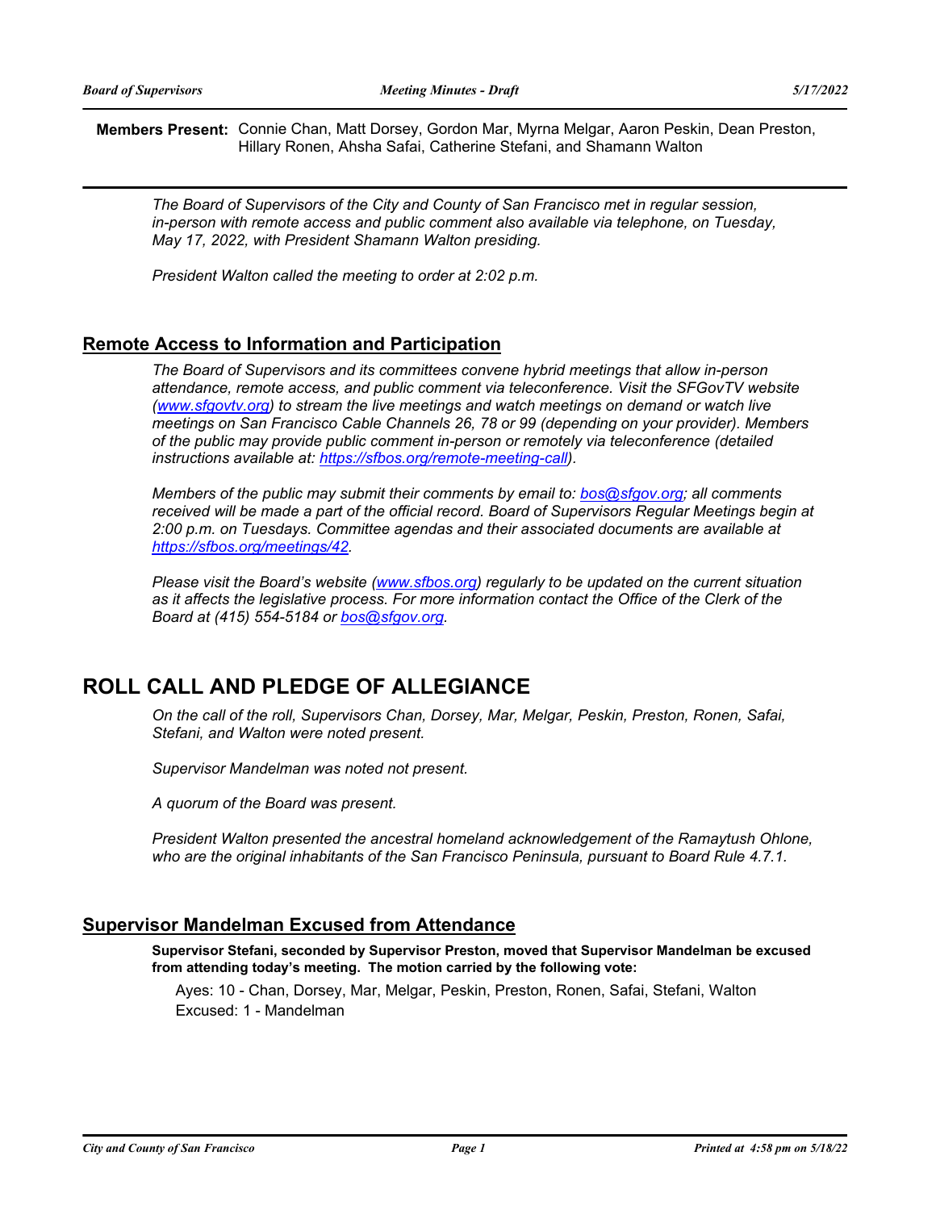**Members Present:** Connie Chan, Matt Dorsey, Gordon Mar, Myrna Melgar, Aaron Peskin, Dean Preston, Hillary Ronen, Ahsha Safai, Catherine Stefani, and Shamann Walton

*The Board of Supervisors of the City and County of San Francisco met in regular session, in-person with remote access and public comment also available via telephone, on Tuesday, May 17, 2022, with President Shamann Walton presiding.*

*President Walton called the meeting to order at 2:02 p.m.*

## Remote Access to Information and Participation

*The Board of Supervisors and its committees convene hybrid meetings that allow in-person attendance, remote access, and public comment via teleconference. Visit the SFGovTV website (www.sfgovtv.org) to stream the live meetings and watch meetings on demand or watch live meetings on San Francisco Cable Channels 26, 78 or 99 (depending on your provider). Members of the public may provide public comment in-person or remotely via teleconference (detailed instructions available at: https://sfbos.org/remote-meeting-call).*

*Members of the public may submit their comments by email to: bos@sfgov.org; all comments received will be made a part of the official record. Board of Supervisors Regular Meetings begin at 2:00 p.m. on Tuesdays. Committee agendas and their associated documents are available at https://sfbos.org/meetings/42.*

*Please visit the Board's website (www.sfbos.org) regularly to be updated on the current situation as it affects the legislative process. For more information contact the Office of the Clerk of the Board at (415) 554-5184 or bos@sfgov.org.*

# ROLL CALL AND PLEDGE OF ALLEGIANCE

*On the call of the roll, Supervisors Chan, Dorsey, Mar, Melgar, Peskin, Preston, Ronen, Safai, Stefani, and Walton were noted present.*

*Supervisor Mandelman was noted not present.*

*A quorum of the Board was present.*

*President Walton presented the ancestral homeland acknowledgement of the Ramaytush Ohlone, who are the original inhabitants of the San Francisco Peninsula, pursuant to Board Rule 4.7.1.*

## Supervisor Mandelman Excused from Attendance

**Supervisor Stefani, seconded by Supervisor Preston, moved that Supervisor Mandelman be excused from attending today's meeting. The motion carried by the following vote:**

Ayes: 10 - Chan, Dorsey, Mar, Melgar, Peskin, Preston, Ronen, Safai, Stefani, Walton
Excused: 1 - Mandelman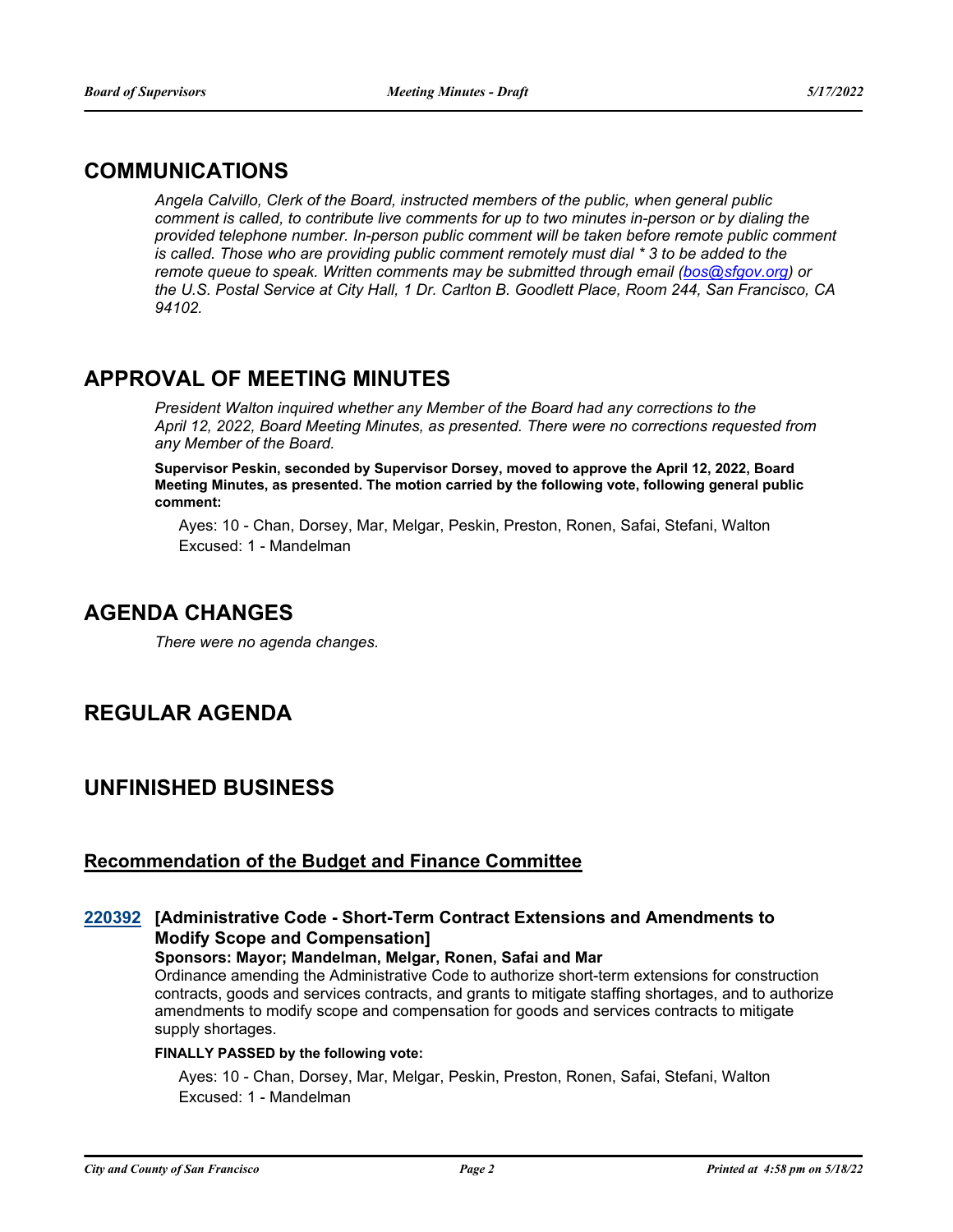## COMMUNICATIONS

*Angela Calvillo, Clerk of the Board, instructed members of the public, when general public comment is called, to contribute live comments for up to two minutes in-person or by dialing the provided telephone number. In-person public comment will be taken before remote public comment is called. Those who are providing public comment remotely must dial * 3 to be added to the remote queue to speak. Written comments may be submitted through email (bos@sfgov.org) or the U.S. Postal Service at City Hall, 1 Dr. Carlton B. Goodlett Place, Room 244, San Francisco, CA 94102.*

## APPROVAL OF MEETING MINUTES

*President Walton inquired whether any Member of the Board had any corrections to the April 12, 2022, Board Meeting Minutes, as presented. There were no corrections requested from any Member of the Board.*

**Supervisor Peskin, seconded by Supervisor Dorsey, moved to approve the April 12, 2022, Board Meeting Minutes, as presented. The motion carried by the following vote, following general public comment:**

Ayes: 10 - Chan, Dorsey, Mar, Melgar, Peskin, Preston, Ronen, Safai, Stefani, Walton
Excused: 1 - Mandelman

## AGENDA CHANGES

*There were no agenda changes.*

## REGULAR AGENDA

## UNFINISHED BUSINESS

### Recommendation of the Budget and Finance Committee

#### 220392 [Administrative Code - Short-Term Contract Extensions and Amendments to Modify Scope and Compensation]

**Sponsors: Mayor; Mandelman, Melgar, Ronen, Safai and Mar**

Ordinance amending the Administrative Code to authorize short-term extensions for construction contracts, goods and services contracts, and grants to mitigate staffing shortages, and to authorize amendments to modify scope and compensation for goods and services contracts to mitigate supply shortages.

**FINALLY PASSED by the following vote:**

Ayes: 10 - Chan, Dorsey, Mar, Melgar, Peskin, Preston, Ronen, Safai, Stefani, Walton
Excused: 1 - Mandelman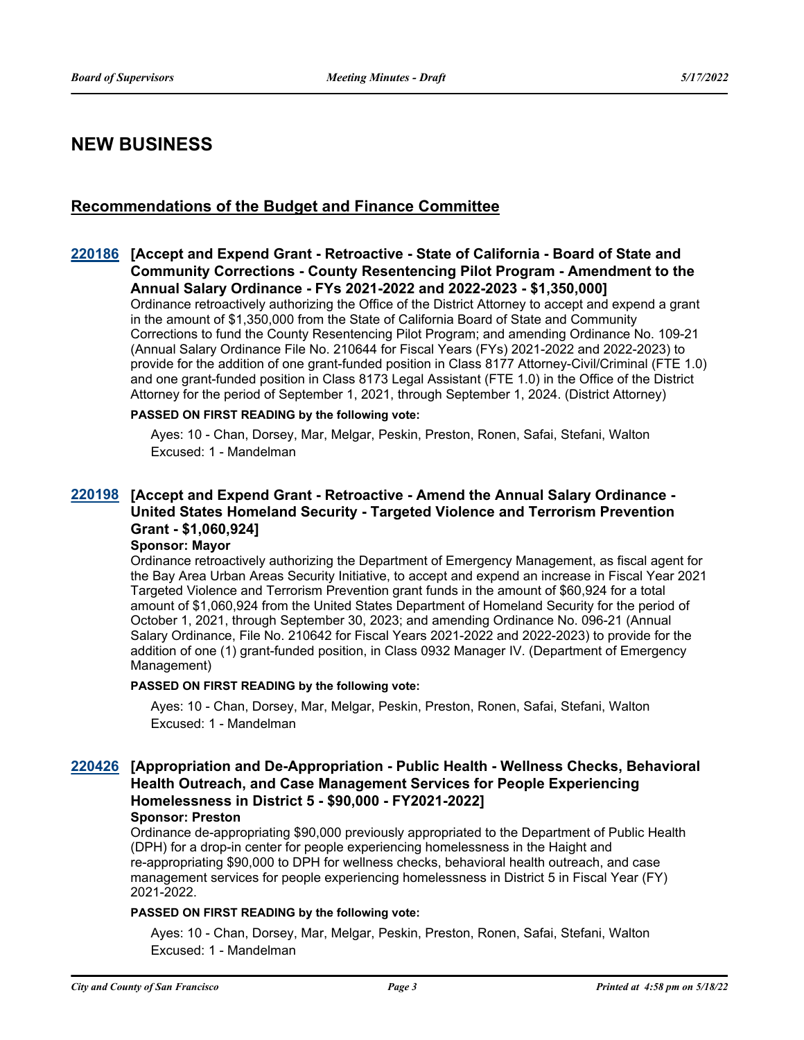# NEW BUSINESS

## Recommendations of the Budget and Finance Committee

### 220186 [Accept and Expend Grant - Retroactive - State of California - Board of State and Community Corrections - County Resentencing Pilot Program - Amendment to the Annual Salary Ordinance - FYs 2021-2022 and 2022-2023 - $1,350,000]

Ordinance retroactively authorizing the Office of the District Attorney to accept and expend a grant in the amount of $1,350,000 from the State of California Board of State and Community Corrections to fund the County Resentencing Pilot Program; and amending Ordinance No. 109-21 (Annual Salary Ordinance File No. 210644 for Fiscal Years (FYs) 2021-2022 and 2022-2023) to provide for the addition of one grant-funded position in Class 8177 Attorney-Civil/Criminal (FTE 1.0) and one grant-funded position in Class 8173 Legal Assistant (FTE 1.0) in the Office of the District Attorney for the period of September 1, 2021, through September 1, 2024. (District Attorney)

**PASSED ON FIRST READING by the following vote:**

Ayes: 10 - Chan, Dorsey, Mar, Melgar, Peskin, Preston, Ronen, Safai, Stefani, Walton
Excused: 1 - Mandelman

### 220198 [Accept and Expend Grant - Retroactive - Amend the Annual Salary Ordinance - United States Homeland Security - Targeted Violence and Terrorism Prevention Grant - $1,060,924]

**Sponsor: Mayor**

Ordinance retroactively authorizing the Department of Emergency Management, as fiscal agent for the Bay Area Urban Areas Security Initiative, to accept and expend an increase in Fiscal Year 2021 Targeted Violence and Terrorism Prevention grant funds in the amount of $60,924 for a total amount of $1,060,924 from the United States Department of Homeland Security for the period of October 1, 2021, through September 30, 2023; and amending Ordinance No. 096-21 (Annual Salary Ordinance, File No. 210642 for Fiscal Years 2021-2022 and 2022-2023) to provide for the addition of one (1) grant-funded position, in Class 0932 Manager IV. (Department of Emergency Management)

**PASSED ON FIRST READING by the following vote:**

Ayes: 10 - Chan, Dorsey, Mar, Melgar, Peskin, Preston, Ronen, Safai, Stefani, Walton
Excused: 1 - Mandelman

### 220426 [Appropriation and De-Appropriation - Public Health - Wellness Checks, Behavioral Health Outreach, and Case Management Services for People Experiencing Homelessness in District 5 - $90,000 - FY2021-2022]

**Sponsor: Preston**

Ordinance de-appropriating $90,000 previously appropriated to the Department of Public Health (DPH) for a drop-in center for people experiencing homelessness in the Haight and re-appropriating $90,000 to DPH for wellness checks, behavioral health outreach, and case management services for people experiencing homelessness in District 5 in Fiscal Year (FY) 2021-2022.

**PASSED ON FIRST READING by the following vote:**

Ayes: 10 - Chan, Dorsey, Mar, Melgar, Peskin, Preston, Ronen, Safai, Stefani, Walton
Excused: 1 - Mandelman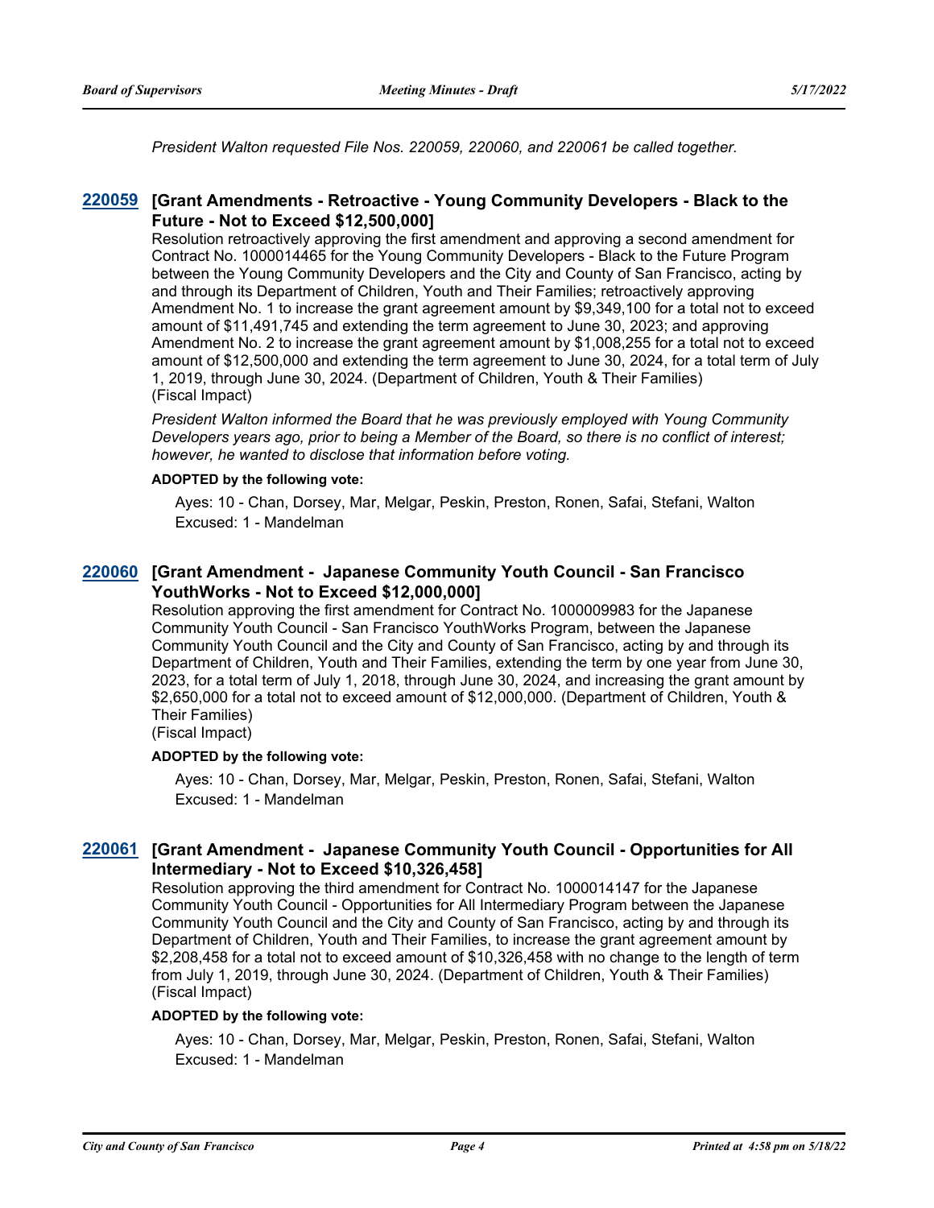*President Walton requested File Nos. 220059, 220060, and 220061 be called together.*

### 220059 [Grant Amendments - Retroactive - Young Community Developers - Black to the Future - Not to Exceed $12,500,000]

Resolution retroactively approving the first amendment and approving a second amendment for Contract No. 1000014465 for the Young Community Developers - Black to the Future Program between the Young Community Developers and the City and County of San Francisco, acting by and through its Department of Children, Youth and Their Families; retroactively approving Amendment No. 1 to increase the grant agreement amount by $9,349,100 for a total not to exceed amount of $11,491,745 and extending the term agreement to June 30, 2023; and approving Amendment No. 2 to increase the grant agreement amount by $1,008,255 for a total not to exceed amount of $12,500,000 and extending the term agreement to June 30, 2024, for a total term of July 1, 2019, through June 30, 2024. (Department of Children, Youth & Their Families)
(Fiscal Impact)

*President Walton informed the Board that he was previously employed with Young Community Developers years ago, prior to being a Member of the Board, so there is no conflict of interest; however, he wanted to disclose that information before voting.*

**ADOPTED by the following vote:**

Ayes: 10 - Chan, Dorsey, Mar, Melgar, Peskin, Preston, Ronen, Safai, Stefani, Walton
Excused: 1 - Mandelman

### 220060 [Grant Amendment - Japanese Community Youth Council - San Francisco YouthWorks - Not to Exceed $12,000,000]

Resolution approving the first amendment for Contract No. 1000009983 for the Japanese Community Youth Council - San Francisco YouthWorks Program, between the Japanese Community Youth Council and the City and County of San Francisco, acting by and through its Department of Children, Youth and Their Families, extending the term by one year from June 30, 2023, for a total term of July 1, 2018, through June 30, 2024, and increasing the grant amount by $2,650,000 for a total not to exceed amount of $12,000,000. (Department of Children, Youth & Their Families)
(Fiscal Impact)

**ADOPTED by the following vote:**

Ayes: 10 - Chan, Dorsey, Mar, Melgar, Peskin, Preston, Ronen, Safai, Stefani, Walton
Excused: 1 - Mandelman

### 220061 [Grant Amendment - Japanese Community Youth Council - Opportunities for All Intermediary - Not to Exceed $10,326,458]

Resolution approving the third amendment for Contract No. 1000014147 for the Japanese Community Youth Council - Opportunities for All Intermediary Program between the Japanese Community Youth Council and the City and County of San Francisco, acting by and through its Department of Children, Youth and Their Families, to increase the grant agreement amount by $2,208,458 for a total not to exceed amount of $10,326,458 with no change to the length of term from July 1, 2019, through June 30, 2024. (Department of Children, Youth & Their Families)
(Fiscal Impact)

**ADOPTED by the following vote:**

Ayes: 10 - Chan, Dorsey, Mar, Melgar, Peskin, Preston, Ronen, Safai, Stefani, Walton
Excused: 1 - Mandelman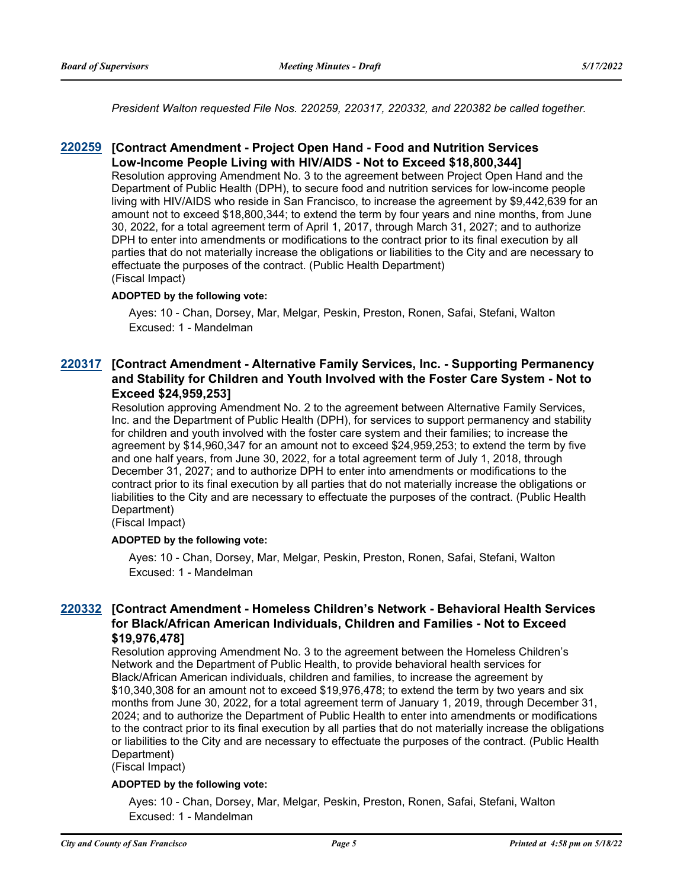*President Walton requested File Nos. 220259, 220317, 220332, and 220382 be called together.*

### 220259 [Contract Amendment - Project Open Hand - Food and Nutrition Services Low-Income People Living with HIV/AIDS - Not to Exceed $18,800,344]

Resolution approving Amendment No. 3 to the agreement between Project Open Hand and the Department of Public Health (DPH), to secure food and nutrition services for low-income people living with HIV/AIDS who reside in San Francisco, to increase the agreement by $9,442,639 for an amount not to exceed $18,800,344; to extend the term by four years and nine months, from June 30, 2022, for a total agreement term of April 1, 2017, through March 31, 2027; and to authorize DPH to enter into amendments or modifications to the contract prior to its final execution by all parties that do not materially increase the obligations or liabilities to the City and are necessary to effectuate the purposes of the contract. (Public Health Department)
(Fiscal Impact)

**ADOPTED by the following vote:**

Ayes: 10 - Chan, Dorsey, Mar, Melgar, Peskin, Preston, Ronen, Safai, Stefani, Walton
Excused: 1 - Mandelman

### 220317 [Contract Amendment - Alternative Family Services, Inc. - Supporting Permanency and Stability for Children and Youth Involved with the Foster Care System - Not to Exceed $24,959,253]

Resolution approving Amendment No. 2 to the agreement between Alternative Family Services, Inc. and the Department of Public Health (DPH), for services to support permanency and stability for children and youth involved with the foster care system and their families; to increase the agreement by $14,960,347 for an amount not to exceed $24,959,253; to extend the term by five and one half years, from June 30, 2022, for a total agreement term of July 1, 2018, through December 31, 2027; and to authorize DPH to enter into amendments or modifications to the contract prior to its final execution by all parties that do not materially increase the obligations or liabilities to the City and are necessary to effectuate the purposes of the contract. (Public Health Department)
(Fiscal Impact)

**ADOPTED by the following vote:**

Ayes: 10 - Chan, Dorsey, Mar, Melgar, Peskin, Preston, Ronen, Safai, Stefani, Walton
Excused: 1 - Mandelman

### 220332 [Contract Amendment - Homeless Children's Network - Behavioral Health Services for Black/African American Individuals, Children and Families - Not to Exceed $19,976,478]

Resolution approving Amendment No. 3 to the agreement between the Homeless Children's Network and the Department of Public Health, to provide behavioral health services for Black/African American individuals, children and families, to increase the agreement by $10,340,308 for an amount not to exceed $19,976,478; to extend the term by two years and six months from June 30, 2022, for a total agreement term of January 1, 2019, through December 31, 2024; and to authorize the Department of Public Health to enter into amendments or modifications to the contract prior to its final execution by all parties that do not materially increase the obligations or liabilities to the City and are necessary to effectuate the purposes of the contract. (Public Health Department)
(Fiscal Impact)

**ADOPTED by the following vote:**

Ayes: 10 - Chan, Dorsey, Mar, Melgar, Peskin, Preston, Ronen, Safai, Stefani, Walton
Excused: 1 - Mandelman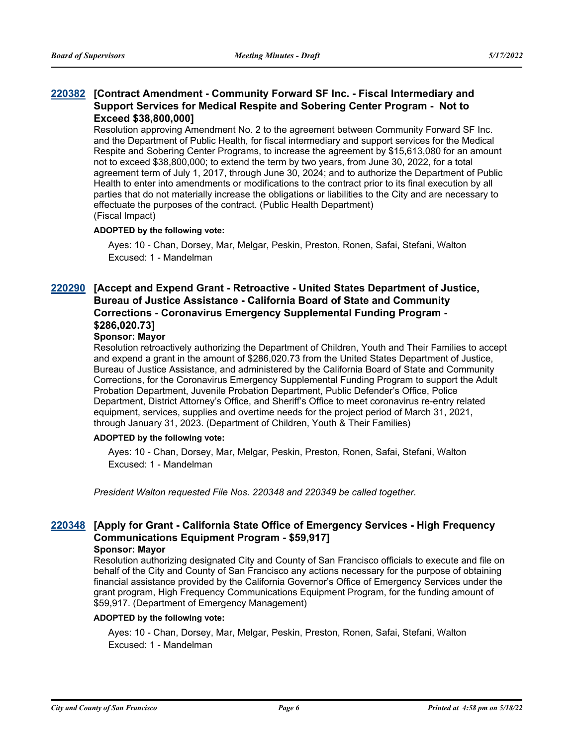### 220382 [Contract Amendment - Community Forward SF Inc. - Fiscal Intermediary and Support Services for Medical Respite and Sobering Center Program - Not to Exceed $38,800,000]

Resolution approving Amendment No. 2 to the agreement between Community Forward SF Inc. and the Department of Public Health, for fiscal intermediary and support services for the Medical Respite and Sobering Center Programs, to increase the agreement by $15,613,080 for an amount not to exceed $38,800,000; to extend the term by two years, from June 30, 2022, for a total agreement term of July 1, 2017, through June 30, 2024; and to authorize the Department of Public Health to enter into amendments or modifications to the contract prior to its final execution by all parties that do not materially increase the obligations or liabilities to the City and are necessary to effectuate the purposes of the contract. (Public Health Department)
(Fiscal Impact)

**ADOPTED by the following vote:**

Ayes: 10 - Chan, Dorsey, Mar, Melgar, Peskin, Preston, Ronen, Safai, Stefani, Walton
Excused: 1 - Mandelman

### 220290 [Accept and Expend Grant - Retroactive - United States Department of Justice, Bureau of Justice Assistance - California Board of State and Community Corrections - Coronavirus Emergency Supplemental Funding Program - $286,020.73]

**Sponsor: Mayor**

Resolution retroactively authorizing the Department of Children, Youth and Their Families to accept and expend a grant in the amount of $286,020.73 from the United States Department of Justice, Bureau of Justice Assistance, and administered by the California Board of State and Community Corrections, for the Coronavirus Emergency Supplemental Funding Program to support the Adult Probation Department, Juvenile Probation Department, Public Defender's Office, Police Department, District Attorney's Office, and Sheriff's Office to meet coronavirus re-entry related equipment, services, supplies and overtime needs for the project period of March 31, 2021, through January 31, 2023. (Department of Children, Youth & Their Families)

**ADOPTED by the following vote:**

Ayes: 10 - Chan, Dorsey, Mar, Melgar, Peskin, Preston, Ronen, Safai, Stefani, Walton
Excused: 1 - Mandelman

*President Walton requested File Nos. 220348 and 220349 be called together.*

### 220348 [Apply for Grant - California State Office of Emergency Services - High Frequency Communications Equipment Program - $59,917]

**Sponsor: Mayor**

Resolution authorizing designated City and County of San Francisco officials to execute and file on behalf of the City and County of San Francisco any actions necessary for the purpose of obtaining financial assistance provided by the California Governor's Office of Emergency Services under the grant program, High Frequency Communications Equipment Program, for the funding amount of $59,917. (Department of Emergency Management)

**ADOPTED by the following vote:**

Ayes: 10 - Chan, Dorsey, Mar, Melgar, Peskin, Preston, Ronen, Safai, Stefani, Walton
Excused: 1 - Mandelman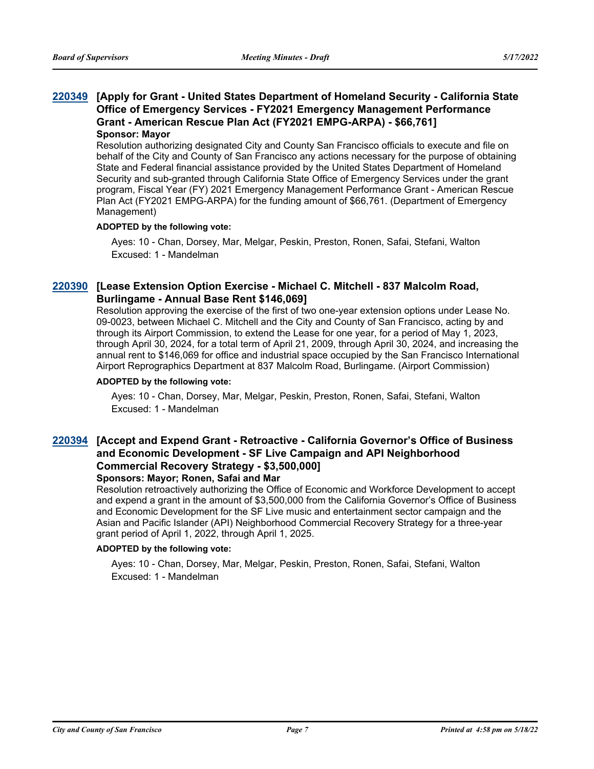### 220349 [Apply for Grant - United States Department of Homeland Security - California State Office of Emergency Services - FY2021 Emergency Management Performance Grant - American Rescue Plan Act (FY2021 EMPG-ARPA) - $66,761]

**Sponsor: Mayor**

Resolution authorizing designated City and County San Francisco officials to execute and file on behalf of the City and County of San Francisco any actions necessary for the purpose of obtaining State and Federal financial assistance provided by the United States Department of Homeland Security and sub-granted through California State Office of Emergency Services under the grant program, Fiscal Year (FY) 2021 Emergency Management Performance Grant - American Rescue Plan Act (FY2021 EMPG-ARPA) for the funding amount of $66,761. (Department of Emergency Management)

**ADOPTED by the following vote:**

Ayes: 10 - Chan, Dorsey, Mar, Melgar, Peskin, Preston, Ronen, Safai, Stefani, Walton
Excused: 1 - Mandelman

### 220390 [Lease Extension Option Exercise - Michael C. Mitchell - 837 Malcolm Road, Burlingame - Annual Base Rent $146,069]

Resolution approving the exercise of the first of two one-year extension options under Lease No. 09-0023, between Michael C. Mitchell and the City and County of San Francisco, acting by and through its Airport Commission, to extend the Lease for one year, for a period of May 1, 2023, through April 30, 2024, for a total term of April 21, 2009, through April 30, 2024, and increasing the annual rent to $146,069 for office and industrial space occupied by the San Francisco International Airport Reprographics Department at 837 Malcolm Road, Burlingame. (Airport Commission)

**ADOPTED by the following vote:**

Ayes: 10 - Chan, Dorsey, Mar, Melgar, Peskin, Preston, Ronen, Safai, Stefani, Walton
Excused: 1 - Mandelman

### 220394 [Accept and Expend Grant - Retroactive - California Governor's Office of Business and Economic Development - SF Live Campaign and API Neighborhood Commercial Recovery Strategy - $3,500,000]

**Sponsors: Mayor; Ronen, Safai and Mar**

Resolution retroactively authorizing the Office of Economic and Workforce Development to accept and expend a grant in the amount of $3,500,000 from the California Governor's Office of Business and Economic Development for the SF Live music and entertainment sector campaign and the Asian and Pacific Islander (API) Neighborhood Commercial Recovery Strategy for a three-year grant period of April 1, 2022, through April 1, 2025.

**ADOPTED by the following vote:**

Ayes: 10 - Chan, Dorsey, Mar, Melgar, Peskin, Preston, Ronen, Safai, Stefani, Walton
Excused: 1 - Mandelman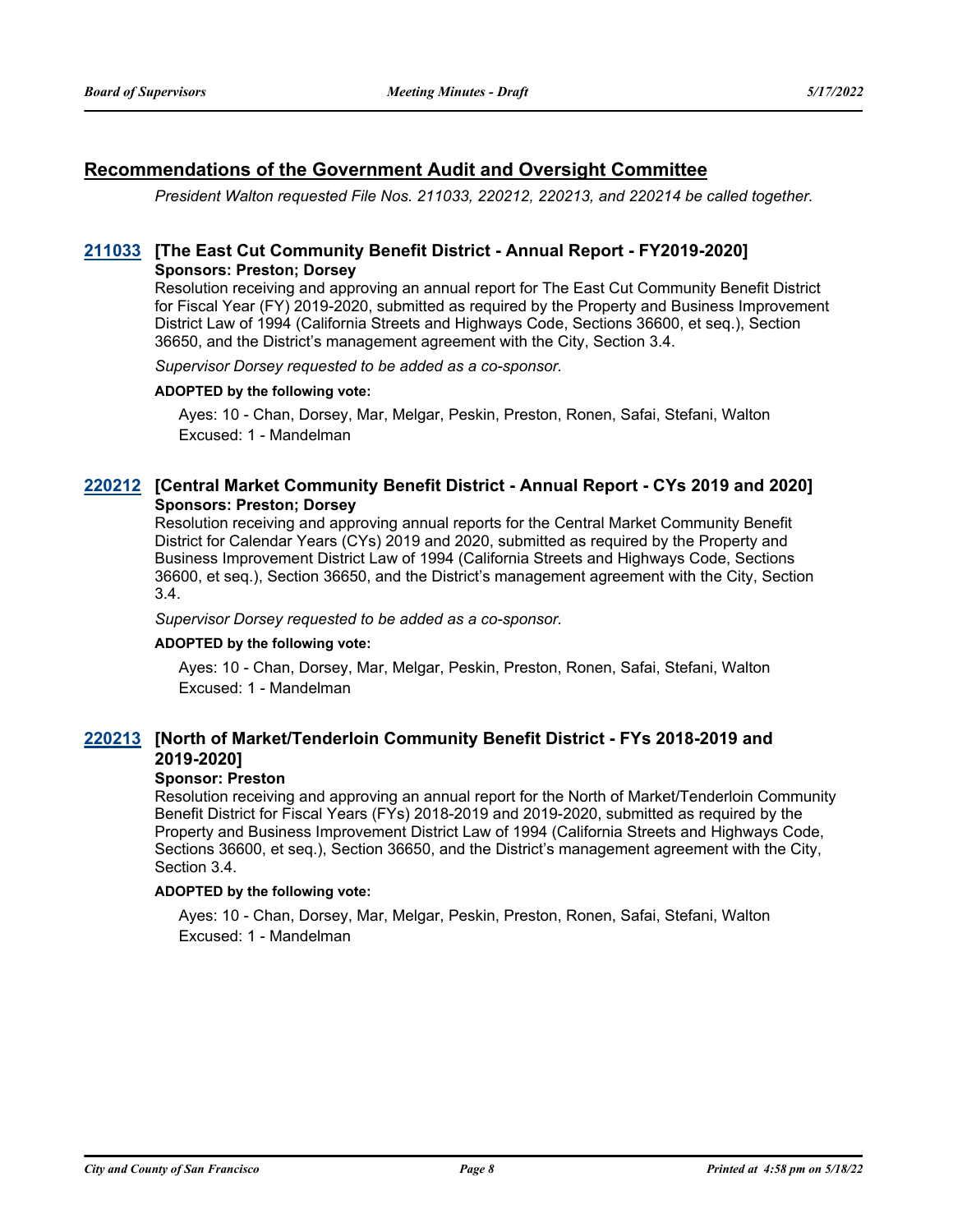## Recommendations of the Government Audit and Oversight Committee

*President Walton requested File Nos. 211033, 220212, 220213, and 220214 be called together.*

### 211033 [The East Cut Community Benefit District - Annual Report - FY2019-2020]

**Sponsors: Preston; Dorsey**

Resolution receiving and approving an annual report for The East Cut Community Benefit District for Fiscal Year (FY) 2019-2020, submitted as required by the Property and Business Improvement District Law of 1994 (California Streets and Highways Code, Sections 36600, et seq.), Section 36650, and the District's management agreement with the City, Section 3.4.

*Supervisor Dorsey requested to be added as a co-sponsor.*

**ADOPTED by the following vote:**

Ayes: 10 - Chan, Dorsey, Mar, Melgar, Peskin, Preston, Ronen, Safai, Stefani, Walton
Excused: 1 - Mandelman

### 220212 [Central Market Community Benefit District - Annual Report - CYs 2019 and 2020]

**Sponsors: Preston; Dorsey**

Resolution receiving and approving annual reports for the Central Market Community Benefit District for Calendar Years (CYs) 2019 and 2020, submitted as required by the Property and Business Improvement District Law of 1994 (California Streets and Highways Code, Sections 36600, et seq.), Section 36650, and the District's management agreement with the City, Section 3.4.

*Supervisor Dorsey requested to be added as a co-sponsor.*

**ADOPTED by the following vote:**

Ayes: 10 - Chan, Dorsey, Mar, Melgar, Peskin, Preston, Ronen, Safai, Stefani, Walton
Excused: 1 - Mandelman

### 220213 [North of Market/Tenderloin Community Benefit District - FYs 2018-2019 and 2019-2020]

**Sponsor: Preston**

Resolution receiving and approving an annual report for the North of Market/Tenderloin Community Benefit District for Fiscal Years (FYs) 2018-2019 and 2019-2020, submitted as required by the Property and Business Improvement District Law of 1994 (California Streets and Highways Code, Sections 36600, et seq.), Section 36650, and the District's management agreement with the City, Section 3.4.

**ADOPTED by the following vote:**

Ayes: 10 - Chan, Dorsey, Mar, Melgar, Peskin, Preston, Ronen, Safai, Stefani, Walton
Excused: 1 - Mandelman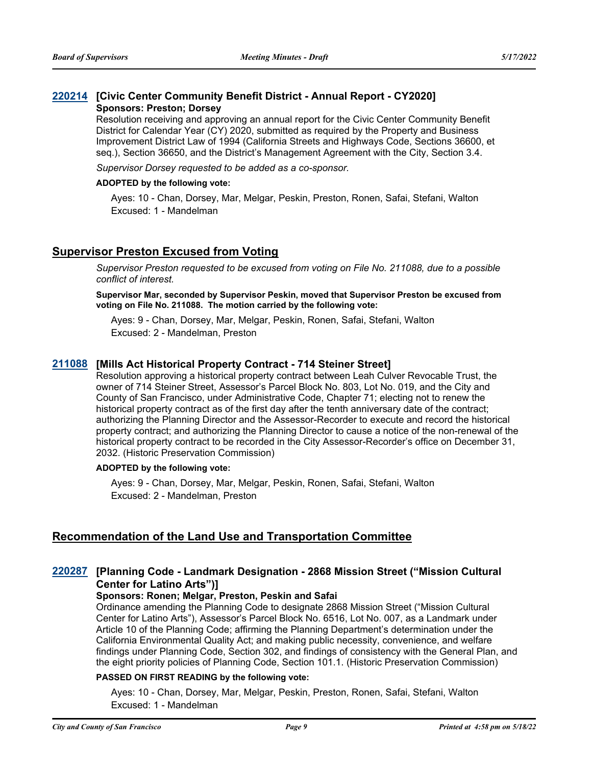### 220214 [Civic Center Community Benefit District - Annual Report - CY2020]

**Sponsors: Preston; Dorsey**

Resolution receiving and approving an annual report for the Civic Center Community Benefit District for Calendar Year (CY) 2020, submitted as required by the Property and Business Improvement District Law of 1994 (California Streets and Highways Code, Sections 36600, et seq.), Section 36650, and the District's Management Agreement with the City, Section 3.4.

*Supervisor Dorsey requested to be added as a co-sponsor.*

**ADOPTED by the following vote:**

Ayes: 10 - Chan, Dorsey, Mar, Melgar, Peskin, Preston, Ronen, Safai, Stefani, Walton
Excused: 1 - Mandelman

## Supervisor Preston Excused from Voting

*Supervisor Preston requested to be excused from voting on File No. 211088, due to a possible conflict of interest.*

**Supervisor Mar, seconded by Supervisor Peskin, moved that Supervisor Preston be excused from voting on File No. 211088. The motion carried by the following vote:**

Ayes: 9 - Chan, Dorsey, Mar, Melgar, Peskin, Ronen, Safai, Stefani, Walton
Excused: 2 - Mandelman, Preston

### 211088 [Mills Act Historical Property Contract - 714 Steiner Street]

Resolution approving a historical property contract between Leah Culver Revocable Trust, the owner of 714 Steiner Street, Assessor's Parcel Block No. 803, Lot No. 019, and the City and County of San Francisco, under Administrative Code, Chapter 71; electing not to renew the historical property contract as of the first day after the tenth anniversary date of the contract; authorizing the Planning Director and the Assessor-Recorder to execute and record the historical property contract; and authorizing the Planning Director to cause a notice of the non-renewal of the historical property contract to be recorded in the City Assessor-Recorder's office on December 31, 2032. (Historic Preservation Commission)

**ADOPTED by the following vote:**

Ayes: 9 - Chan, Dorsey, Mar, Melgar, Peskin, Ronen, Safai, Stefani, Walton
Excused: 2 - Mandelman, Preston

## Recommendation of the Land Use and Transportation Committee

### 220287 [Planning Code - Landmark Designation - 2868 Mission Street ("Mission Cultural Center for Latino Arts")]

**Sponsors: Ronen; Melgar, Preston, Peskin and Safai**

Ordinance amending the Planning Code to designate 2868 Mission Street ("Mission Cultural Center for Latino Arts"), Assessor's Parcel Block No. 6516, Lot No. 007, as a Landmark under Article 10 of the Planning Code; affirming the Planning Department's determination under the California Environmental Quality Act; and making public necessity, convenience, and welfare findings under Planning Code, Section 302, and findings of consistency with the General Plan, and the eight priority policies of Planning Code, Section 101.1. (Historic Preservation Commission)

**PASSED ON FIRST READING by the following vote:**

Ayes: 10 - Chan, Dorsey, Mar, Melgar, Peskin, Preston, Ronen, Safai, Stefani, Walton
Excused: 1 - Mandelman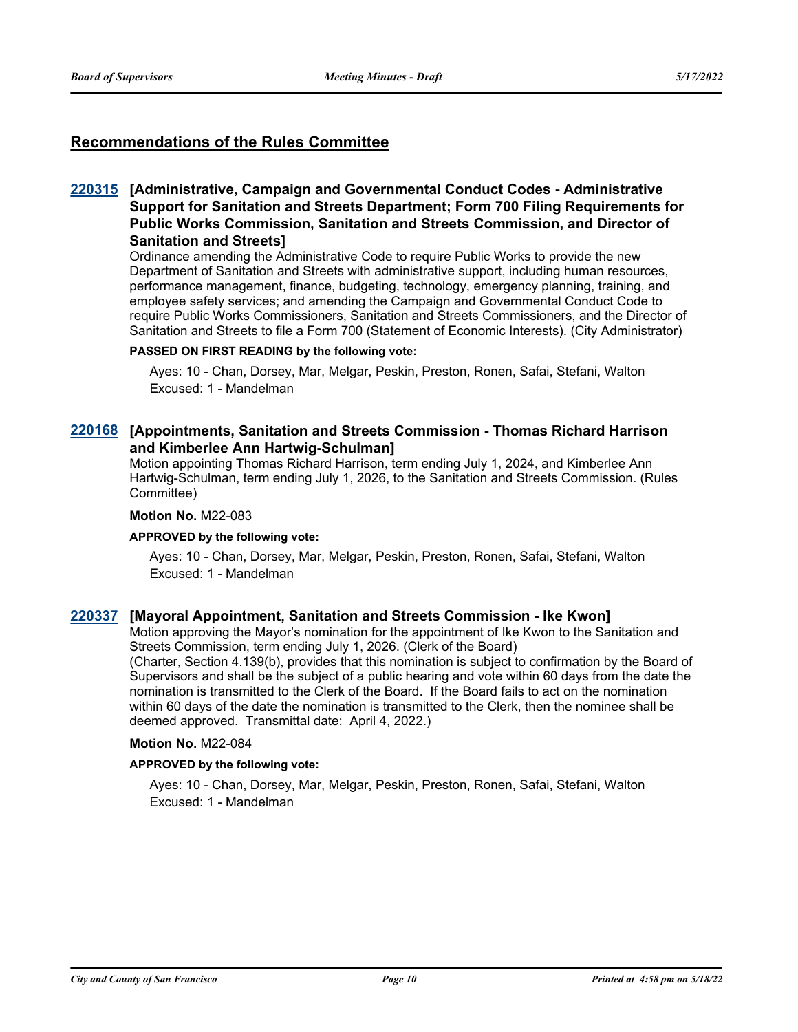## Recommendations of the Rules Committee

### 220315 [Administrative, Campaign and Governmental Conduct Codes - Administrative Support for Sanitation and Streets Department; Form 700 Filing Requirements for Public Works Commission, Sanitation and Streets Commission, and Director of Sanitation and Streets]

Ordinance amending the Administrative Code to require Public Works to provide the new Department of Sanitation and Streets with administrative support, including human resources, performance management, finance, budgeting, technology, emergency planning, training, and employee safety services; and amending the Campaign and Governmental Conduct Code to require Public Works Commissioners, Sanitation and Streets Commissioners, and the Director of Sanitation and Streets to file a Form 700 (Statement of Economic Interests). (City Administrator)

**PASSED ON FIRST READING by the following vote:**

Ayes: 10 - Chan, Dorsey, Mar, Melgar, Peskin, Preston, Ronen, Safai, Stefani, Walton
Excused: 1 - Mandelman

### 220168 [Appointments, Sanitation and Streets Commission - Thomas Richard Harrison and Kimberlee Ann Hartwig-Schulman]

Motion appointing Thomas Richard Harrison, term ending July 1, 2024, and Kimberlee Ann Hartwig-Schulman, term ending July 1, 2026, to the Sanitation and Streets Commission. (Rules Committee)

**Motion No.** M22-083

**APPROVED by the following vote:**

Ayes: 10 - Chan, Dorsey, Mar, Melgar, Peskin, Preston, Ronen, Safai, Stefani, Walton
Excused: 1 - Mandelman

### 220337 [Mayoral Appointment, Sanitation and Streets Commission - Ike Kwon]

Motion approving the Mayor's nomination for the appointment of Ike Kwon to the Sanitation and Streets Commission, term ending July 1, 2026. (Clerk of the Board)
(Charter, Section 4.139(b), provides that this nomination is subject to confirmation by the Board of Supervisors and shall be the subject of a public hearing and vote within 60 days from the date the nomination is transmitted to the Clerk of the Board. If the Board fails to act on the nomination within 60 days of the date the nomination is transmitted to the Clerk, then the nominee shall be deemed approved. Transmittal date: April 4, 2022.)

**Motion No.** M22-084

**APPROVED by the following vote:**

Ayes: 10 - Chan, Dorsey, Mar, Melgar, Peskin, Preston, Ronen, Safai, Stefani, Walton
Excused: 1 - Mandelman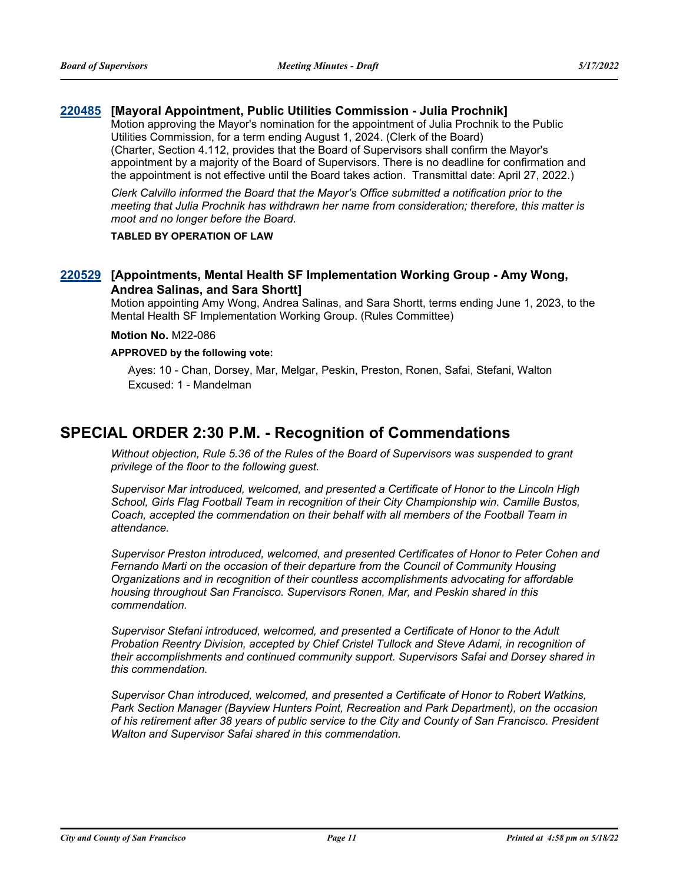### [220485](#) [Mayoral Appointment, Public Utilities Commission - Julia Prochnik]

Motion approving the Mayor's nomination for the appointment of Julia Prochnik to the Public Utilities Commission, for a term ending August 1, 2024. (Clerk of the Board)
(Charter, Section 4.112, provides that the Board of Supervisors shall confirm the Mayor's appointment by a majority of the Board of Supervisors. There is no deadline for confirmation and the appointment is not effective until the Board takes action. Transmittal date: April 27, 2022.)

*Clerk Calvillo informed the Board that the Mayor's Office submitted a notification prior to the meeting that Julia Prochnik has withdrawn her name from consideration; therefore, this matter is moot and no longer before the Board.*

**TABLED BY OPERATION OF LAW**

### [220529](#) [Appointments, Mental Health SF Implementation Working Group - Amy Wong, Andrea Salinas, and Sara Shortt]

Motion appointing Amy Wong, Andrea Salinas, and Sara Shortt, terms ending June 1, 2023, to the Mental Health SF Implementation Working Group. (Rules Committee)

**Motion No.** M22-086

**APPROVED by the following vote:**

Ayes: 10 - Chan, Dorsey, Mar, Melgar, Peskin, Preston, Ronen, Safai, Stefani, Walton
Excused: 1 - Mandelman

## SPECIAL ORDER 2:30 P.M. - Recognition of Commendations

*Without objection, Rule 5.36 of the Rules of the Board of Supervisors was suspended to grant privilege of the floor to the following guest.*

*Supervisor Mar introduced, welcomed, and presented a Certificate of Honor to the Lincoln High School, Girls Flag Football Team in recognition of their City Championship win. Camille Bustos, Coach, accepted the commendation on their behalf with all members of the Football Team in attendance.*

*Supervisor Preston introduced, welcomed, and presented Certificates of Honor to Peter Cohen and Fernando Marti on the occasion of their departure from the Council of Community Housing Organizations and in recognition of their countless accomplishments advocating for affordable housing throughout San Francisco. Supervisors Ronen, Mar, and Peskin shared in this commendation.*

*Supervisor Stefani introduced, welcomed, and presented a Certificate of Honor to the Adult Probation Reentry Division, accepted by Chief Cristel Tullock and Steve Adami, in recognition of their accomplishments and continued community support. Supervisors Safai and Dorsey shared in this commendation.*

*Supervisor Chan introduced, welcomed, and presented a Certificate of Honor to Robert Watkins, Park Section Manager (Bayview Hunters Point, Recreation and Park Department), on the occasion of his retirement after 38 years of public service to the City and County of San Francisco. President Walton and Supervisor Safai shared in this commendation.*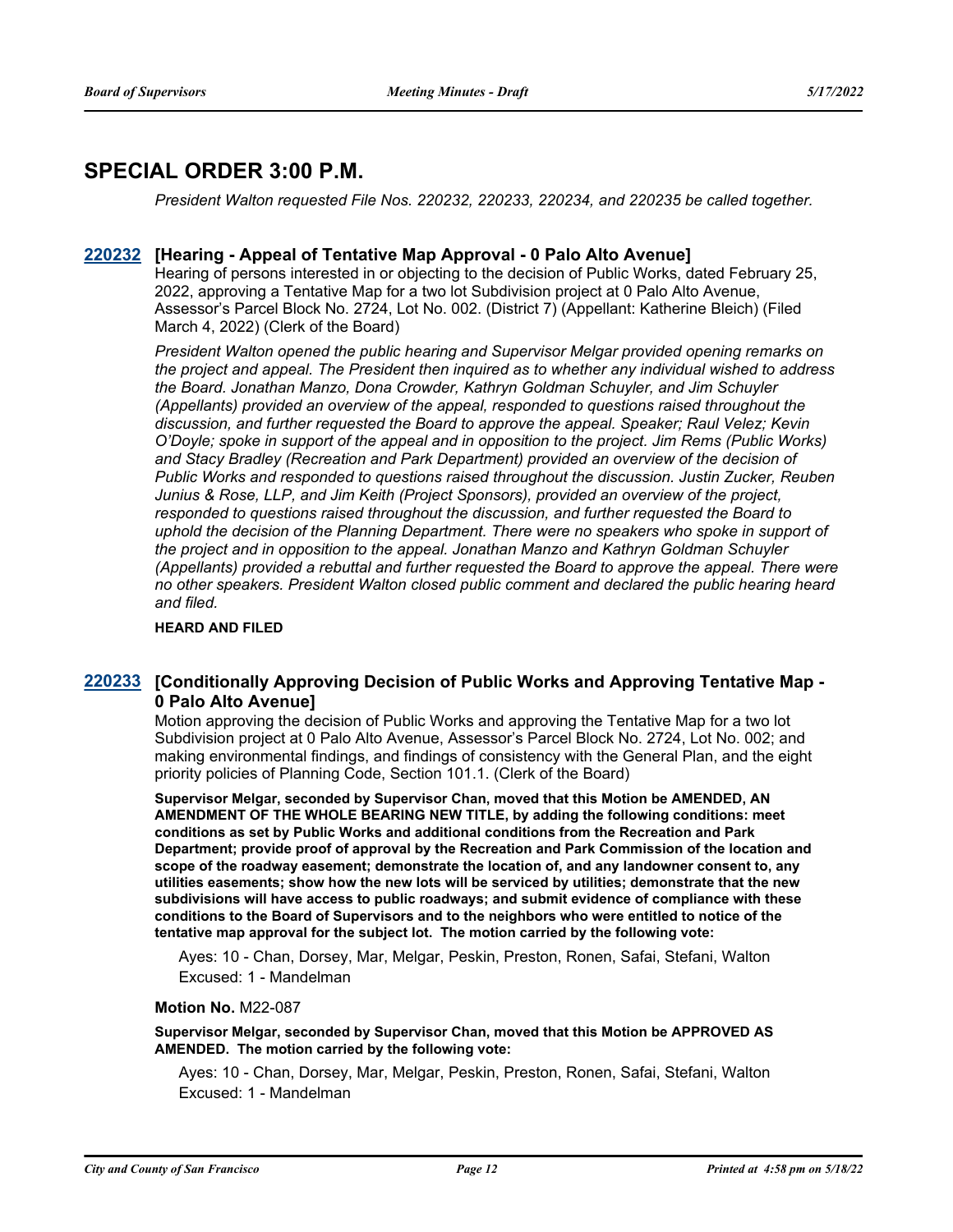## SPECIAL ORDER 3:00 P.M.

*President Walton requested File Nos. 220232, 220233, 220234, and 220235 be called together.*

### [220232](220232) [Hearing - Appeal of Tentative Map Approval - 0 Palo Alto Avenue]

Hearing of persons interested in or objecting to the decision of Public Works, dated February 25, 2022, approving a Tentative Map for a two lot Subdivision project at 0 Palo Alto Avenue, Assessor's Parcel Block No. 2724, Lot No. 002. (District 7) (Appellant: Katherine Bleich) (Filed March 4, 2022) (Clerk of the Board)

*President Walton opened the public hearing and Supervisor Melgar provided opening remarks on the project and appeal. The President then inquired as to whether any individual wished to address the Board. Jonathan Manzo, Dona Crowder, Kathryn Goldman Schuyler, and Jim Schuyler (Appellants) provided an overview of the appeal, responded to questions raised throughout the discussion, and further requested the Board to approve the appeal. Speaker; Raul Velez; Kevin O'Doyle; spoke in support of the appeal and in opposition to the project. Jim Rems (Public Works) and Stacy Bradley (Recreation and Park Department) provided an overview of the decision of Public Works and responded to questions raised throughout the discussion. Justin Zucker, Reuben Junius & Rose, LLP, and Jim Keith (Project Sponsors), provided an overview of the project, responded to questions raised throughout the discussion, and further requested the Board to uphold the decision of the Planning Department. There were no speakers who spoke in support of the project and in opposition to the appeal. Jonathan Manzo and Kathryn Goldman Schuyler (Appellants) provided a rebuttal and further requested the Board to approve the appeal. There were no other speakers. President Walton closed public comment and declared the public hearing heard and filed.*

**HEARD AND FILED**

### [220233](220233) [Conditionally Approving Decision of Public Works and Approving Tentative Map - 0 Palo Alto Avenue]

Motion approving the decision of Public Works and approving the Tentative Map for a two lot Subdivision project at 0 Palo Alto Avenue, Assessor's Parcel Block No. 2724, Lot No. 002; and making environmental findings, and findings of consistency with the General Plan, and the eight priority policies of Planning Code, Section 101.1. (Clerk of the Board)

**Supervisor Melgar, seconded by Supervisor Chan, moved that this Motion be AMENDED, AN AMENDMENT OF THE WHOLE BEARING NEW TITLE, by adding the following conditions: meet conditions as set by Public Works and additional conditions from the Recreation and Park Department; provide proof of approval by the Recreation and Park Commission of the location and scope of the roadway easement; demonstrate the location of, and any landowner consent to, any utilities easements; show how the new lots will be serviced by utilities; demonstrate that the new subdivisions will have access to public roadways; and submit evidence of compliance with these conditions to the Board of Supervisors and to the neighbors who were entitled to notice of the tentative map approval for the subject lot. The motion carried by the following vote:**

Ayes: 10 - Chan, Dorsey, Mar, Melgar, Peskin, Preston, Ronen, Safai, Stefani, Walton
Excused: 1 - Mandelman

**Motion No.** M22-087

**Supervisor Melgar, seconded by Supervisor Chan, moved that this Motion be APPROVED AS AMENDED. The motion carried by the following vote:**

Ayes: 10 - Chan, Dorsey, Mar, Melgar, Peskin, Preston, Ronen, Safai, Stefani, Walton
Excused: 1 - Mandelman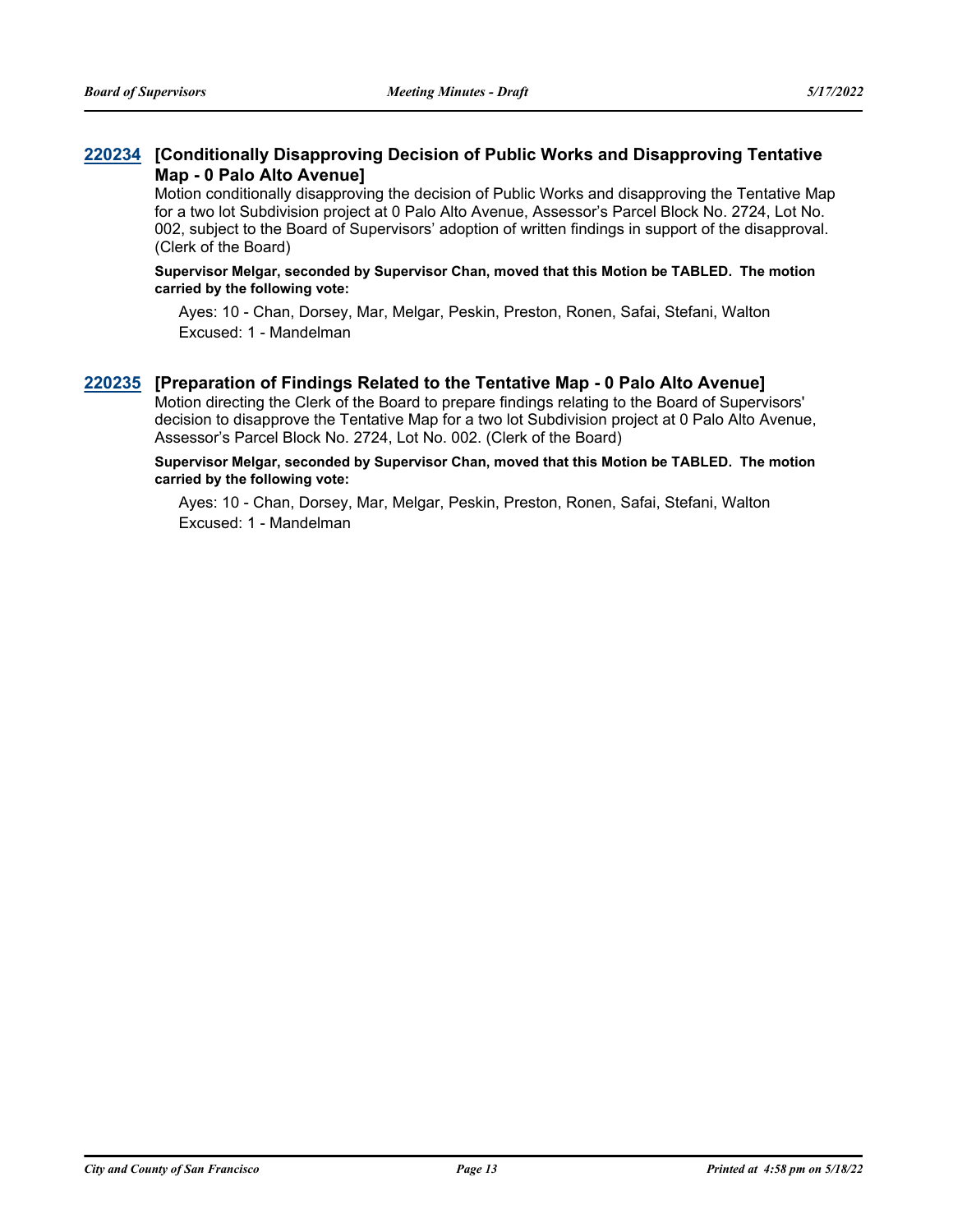### 220234 [Conditionally Disapproving Decision of Public Works and Disapproving Tentative Map - 0 Palo Alto Avenue]

Motion conditionally disapproving the decision of Public Works and disapproving the Tentative Map for a two lot Subdivision project at 0 Palo Alto Avenue, Assessor's Parcel Block No. 2724, Lot No. 002, subject to the Board of Supervisors' adoption of written findings in support of the disapproval. (Clerk of the Board)

**Supervisor Melgar, seconded by Supervisor Chan, moved that this Motion be TABLED. The motion carried by the following vote:**

Ayes: 10 - Chan, Dorsey, Mar, Melgar, Peskin, Preston, Ronen, Safai, Stefani, Walton
Excused: 1 - Mandelman

### 220235 [Preparation of Findings Related to the Tentative Map - 0 Palo Alto Avenue]

Motion directing the Clerk of the Board to prepare findings relating to the Board of Supervisors' decision to disapprove the Tentative Map for a two lot Subdivision project at 0 Palo Alto Avenue, Assessor's Parcel Block No. 2724, Lot No. 002. (Clerk of the Board)

**Supervisor Melgar, seconded by Supervisor Chan, moved that this Motion be TABLED. The motion carried by the following vote:**

Ayes: 10 - Chan, Dorsey, Mar, Melgar, Peskin, Preston, Ronen, Safai, Stefani, Walton
Excused: 1 - Mandelman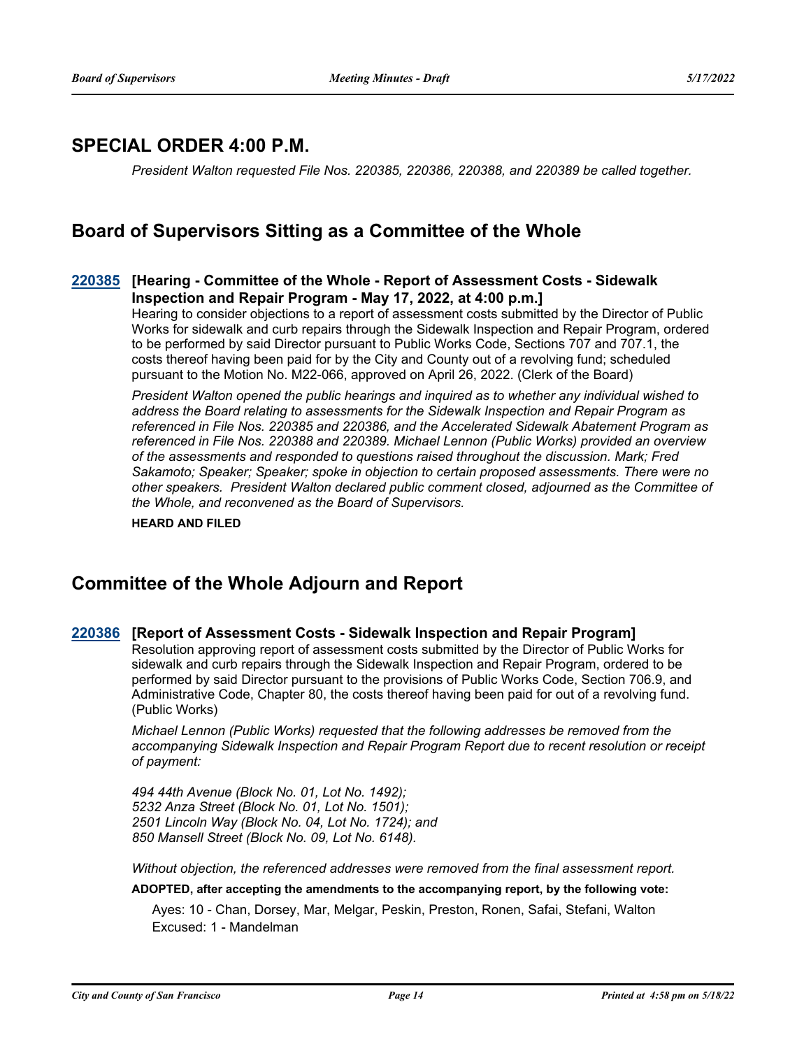## SPECIAL ORDER 4:00 P.M.

*President Walton requested File Nos. 220385, 220386, 220388, and 220389 be called together.*

## Board of Supervisors Sitting as a Committee of the Whole

### 220385 [Hearing - Committee of the Whole - Report of Assessment Costs - Sidewalk Inspection and Repair Program - May 17, 2022, at 4:00 p.m.]

Hearing to consider objections to a report of assessment costs submitted by the Director of Public Works for sidewalk and curb repairs through the Sidewalk Inspection and Repair Program, ordered to be performed by said Director pursuant to Public Works Code, Sections 707 and 707.1, the costs thereof having been paid for by the City and County out of a revolving fund; scheduled pursuant to the Motion No. M22-066, approved on April 26, 2022. (Clerk of the Board)

*President Walton opened the public hearings and inquired as to whether any individual wished to address the Board relating to assessments for the Sidewalk Inspection and Repair Program as referenced in File Nos. 220385 and 220386, and the Accelerated Sidewalk Abatement Program as referenced in File Nos. 220388 and 220389. Michael Lennon (Public Works) provided an overview of the assessments and responded to questions raised throughout the discussion. Mark; Fred Sakamoto; Speaker; Speaker; spoke in objection to certain proposed assessments. There were no other speakers. President Walton declared public comment closed, adjourned as the Committee of the Whole, and reconvened as the Board of Supervisors.*

**HEARD AND FILED**

## Committee of the Whole Adjourn and Report

### 220386 [Report of Assessment Costs - Sidewalk Inspection and Repair Program]

Resolution approving report of assessment costs submitted by the Director of Public Works for sidewalk and curb repairs through the Sidewalk Inspection and Repair Program, ordered to be performed by said Director pursuant to the provisions of Public Works Code, Section 706.9, and Administrative Code, Chapter 80, the costs thereof having been paid for out of a revolving fund. (Public Works)

*Michael Lennon (Public Works) requested that the following addresses be removed from the accompanying Sidewalk Inspection and Repair Program Report due to recent resolution or receipt of payment:*

*494 44th Avenue (Block No. 01, Lot No. 1492);*
*5232 Anza Street (Block No. 01, Lot No. 1501);*
*2501 Lincoln Way (Block No. 04, Lot No. 1724); and*
*850 Mansell Street (Block No. 09, Lot No. 6148).*

*Without objection, the referenced addresses were removed from the final assessment report.*

**ADOPTED, after accepting the amendments to the accompanying report, by the following vote:**

Ayes: 10 - Chan, Dorsey, Mar, Melgar, Peskin, Preston, Ronen, Safai, Stefani, Walton
Excused: 1 - Mandelman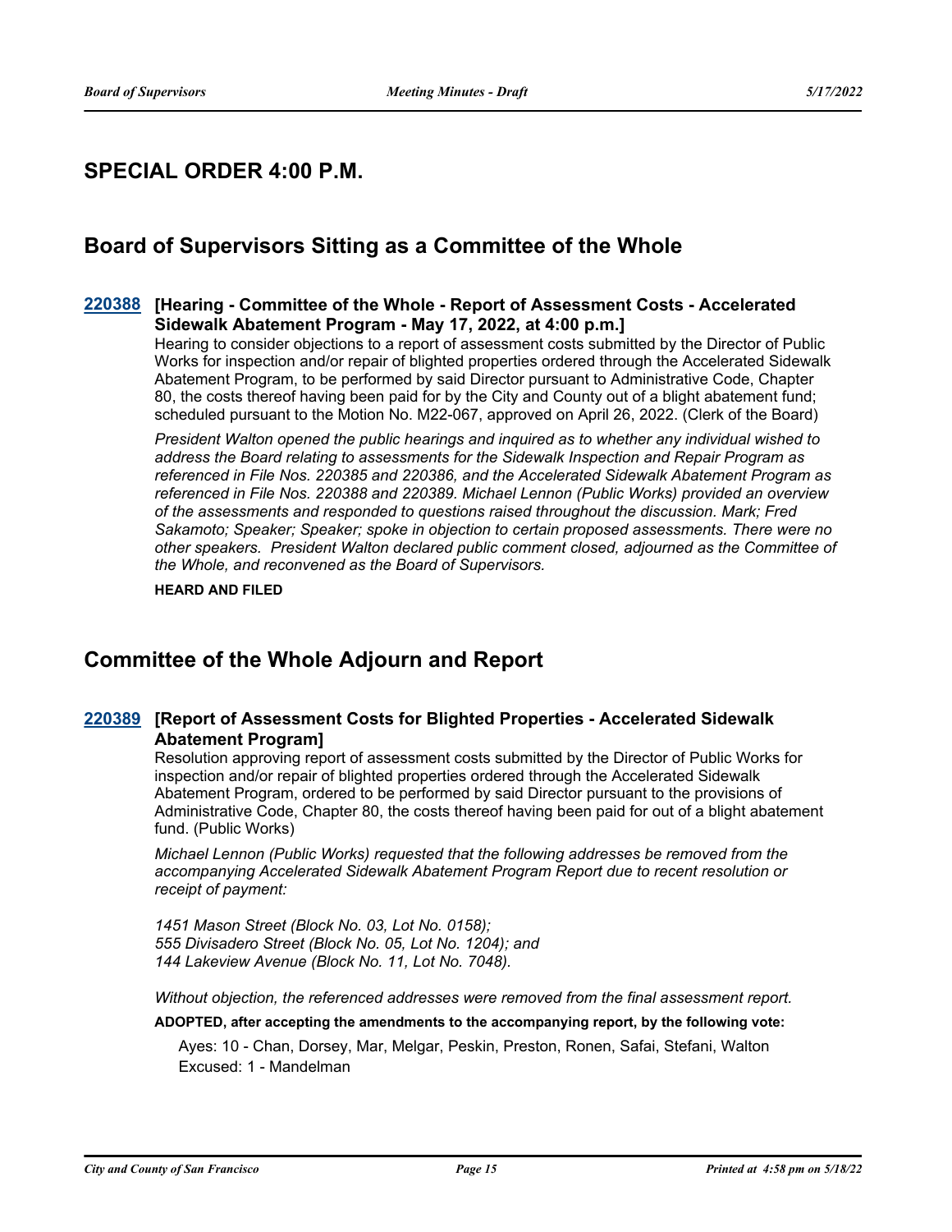## SPECIAL ORDER 4:00 P.M.

## Board of Supervisors Sitting as a Committee of the Whole

### 220388 [Hearing - Committee of the Whole - Report of Assessment Costs - Accelerated Sidewalk Abatement Program - May 17, 2022, at 4:00 p.m.]

Hearing to consider objections to a report of assessment costs submitted by the Director of Public Works for inspection and/or repair of blighted properties ordered through the Accelerated Sidewalk Abatement Program, to be performed by said Director pursuant to Administrative Code, Chapter 80, the costs thereof having been paid for by the City and County out of a blight abatement fund; scheduled pursuant to the Motion No. M22-067, approved on April 26, 2022. (Clerk of the Board)

*President Walton opened the public hearings and inquired as to whether any individual wished to address the Board relating to assessments for the Sidewalk Inspection and Repair Program as referenced in File Nos. 220385 and 220386, and the Accelerated Sidewalk Abatement Program as referenced in File Nos. 220388 and 220389. Michael Lennon (Public Works) provided an overview of the assessments and responded to questions raised throughout the discussion. Mark; Fred Sakamoto; Speaker; Speaker; spoke in objection to certain proposed assessments. There were no other speakers. President Walton declared public comment closed, adjourned as the Committee of the Whole, and reconvened as the Board of Supervisors.*

**HEARD AND FILED**

## Committee of the Whole Adjourn and Report

### 220389 [Report of Assessment Costs for Blighted Properties - Accelerated Sidewalk Abatement Program]

Resolution approving report of assessment costs submitted by the Director of Public Works for inspection and/or repair of blighted properties ordered through the Accelerated Sidewalk Abatement Program, ordered to be performed by said Director pursuant to the provisions of Administrative Code, Chapter 80, the costs thereof having been paid for out of a blight abatement fund. (Public Works)

*Michael Lennon (Public Works) requested that the following addresses be removed from the accompanying Accelerated Sidewalk Abatement Program Report due to recent resolution or receipt of payment:*

*1451 Mason Street (Block No. 03, Lot No. 0158);*
*555 Divisadero Street (Block No. 05, Lot No. 1204); and*
*144 Lakeview Avenue (Block No. 11, Lot No. 7048).*

*Without objection, the referenced addresses were removed from the final assessment report.*

**ADOPTED, after accepting the amendments to the accompanying report, by the following vote:**

Ayes: 10 - Chan, Dorsey, Mar, Melgar, Peskin, Preston, Ronen, Safai, Stefani, Walton
Excused: 1 - Mandelman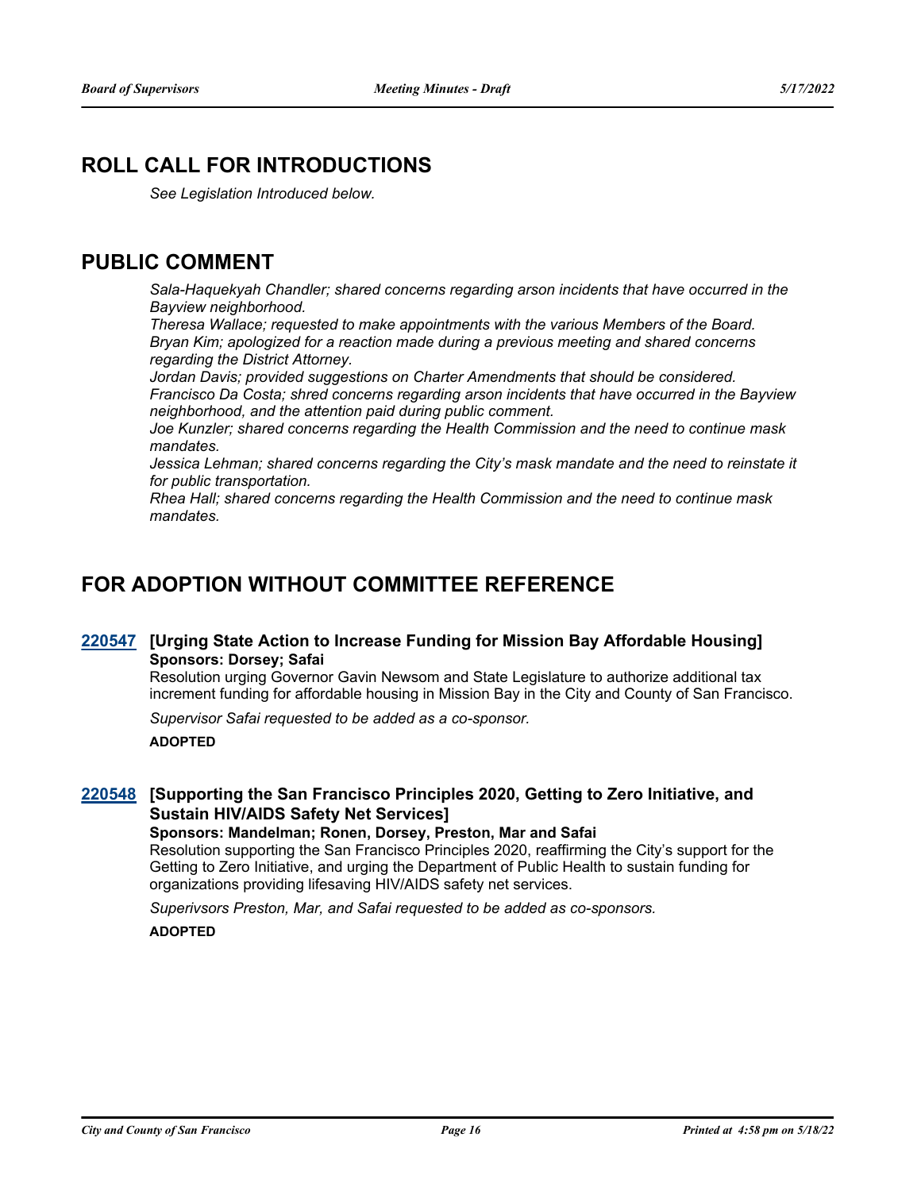## ROLL CALL FOR INTRODUCTIONS

*See Legislation Introduced below.*

## PUBLIC COMMENT

*Sala-Haquekyah Chandler; shared concerns regarding arson incidents that have occurred in the Bayview neighborhood.*
*Theresa Wallace; requested to make appointments with the various Members of the Board.*
*Bryan Kim; apologized for a reaction made during a previous meeting and shared concerns regarding the District Attorney.*
*Jordan Davis; provided suggestions on Charter Amendments that should be considered.*
*Francisco Da Costa; shred concerns regarding arson incidents that have occurred in the Bayview neighborhood, and the attention paid during public comment.*
*Joe Kunzler; shared concerns regarding the Health Commission and the need to continue mask mandates.*
*Jessica Lehman; shared concerns regarding the City's mask mandate and the need to reinstate it for public transportation.*
*Rhea Hall; shared concerns regarding the Health Commission and the need to continue mask mandates.*

## FOR ADOPTION WITHOUT COMMITTEE REFERENCE

### 220547 [Urging State Action to Increase Funding for Mission Bay Affordable Housing]

**Sponsors: Dorsey; Safai**

Resolution urging Governor Gavin Newsom and State Legislature to authorize additional tax increment funding for affordable housing in Mission Bay in the City and County of San Francisco.

*Supervisor Safai requested to be added as a co-sponsor.*

**ADOPTED**

### 220548 [Supporting the San Francisco Principles 2020, Getting to Zero Initiative, and Sustain HIV/AIDS Safety Net Services]

**Sponsors: Mandelman; Ronen, Dorsey, Preston, Mar and Safai**

Resolution supporting the San Francisco Principles 2020, reaffirming the City's support for the Getting to Zero Initiative, and urging the Department of Public Health to sustain funding for organizations providing lifesaving HIV/AIDS safety net services.

*Superivsors Preston, Mar, and Safai requested to be added as co-sponsors.*

**ADOPTED**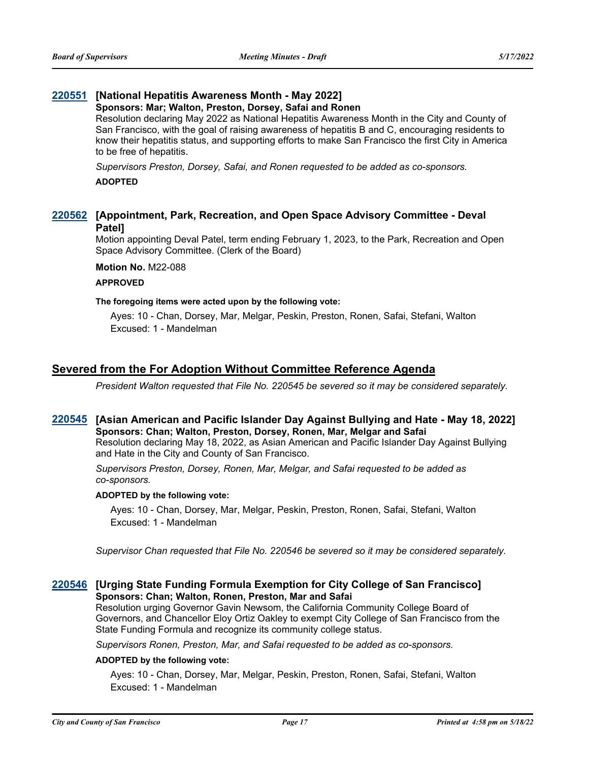### 220551 [National Hepatitis Awareness Month - May 2022]

**Sponsors: Mar; Walton, Preston, Dorsey, Safai and Ronen**

Resolution declaring May 2022 as National Hepatitis Awareness Month in the City and County of San Francisco, with the goal of raising awareness of hepatitis B and C, encouraging residents to know their hepatitis status, and supporting efforts to make San Francisco the first City in America to be free of hepatitis.

*Supervisors Preston, Dorsey, Safai, and Ronen requested to be added as co-sponsors.*

**ADOPTED**

### 220562 [Appointment, Park, Recreation, and Open Space Advisory Committee - Deval Patel]

Motion appointing Deval Patel, term ending February 1, 2023, to the Park, Recreation and Open Space Advisory Committee. (Clerk of the Board)

**Motion No.** M22-088

**APPROVED**

**The foregoing items were acted upon by the following vote:**

Ayes: 10 - Chan, Dorsey, Mar, Melgar, Peskin, Preston, Ronen, Safai, Stefani, Walton
Excused: 1 - Mandelman

## Severed from the For Adoption Without Committee Reference Agenda

*President Walton requested that File No. 220545 be severed so it may be considered separately.*

### 220545 [Asian American and Pacific Islander Day Against Bullying and Hate - May 18, 2022]

**Sponsors: Chan; Walton, Preston, Dorsey, Ronen, Mar, Melgar and Safai**

Resolution declaring May 18, 2022, as Asian American and Pacific Islander Day Against Bullying and Hate in the City and County of San Francisco.

*Supervisors Preston, Dorsey, Ronen, Mar, Melgar, and Safai requested to be added as co-sponsors.*

**ADOPTED by the following vote:**

Ayes: 10 - Chan, Dorsey, Mar, Melgar, Peskin, Preston, Ronen, Safai, Stefani, Walton
Excused: 1 - Mandelman

*Supervisor Chan requested that File No. 220546 be severed so it may be considered separately.*

### 220546 [Urging State Funding Formula Exemption for City College of San Francisco]

**Sponsors: Chan; Walton, Ronen, Preston, Mar and Safai**

Resolution urging Governor Gavin Newsom, the California Community College Board of Governors, and Chancellor Eloy Ortiz Oakley to exempt City College of San Francisco from the State Funding Formula and recognize its community college status.

*Supervisors Ronen, Preston, Mar, and Safai requested to be added as co-sponsors.*

**ADOPTED by the following vote:**

Ayes: 10 - Chan, Dorsey, Mar, Melgar, Peskin, Preston, Ronen, Safai, Stefani, Walton
Excused: 1 - Mandelman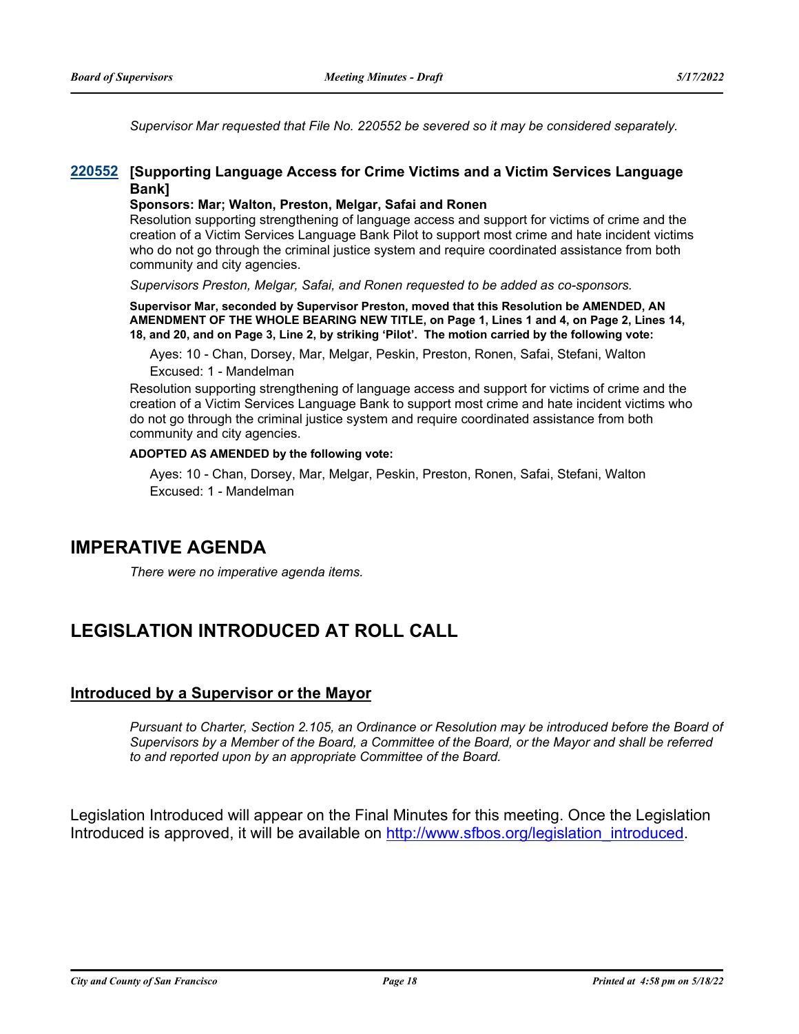*Supervisor Mar requested that File No. 220552 be severed so it may be considered separately.*

**220552 [Supporting Language Access for Crime Victims and a Victim Services Language Bank]**

**Sponsors: Mar; Walton, Preston, Melgar, Safai and Ronen**

Resolution supporting strengthening of language access and support for victims of crime and the creation of a Victim Services Language Bank Pilot to support most crime and hate incident victims who do not go through the criminal justice system and require coordinated assistance from both community and city agencies.

*Supervisors Preston, Melgar, Safai, and Ronen requested to be added as co-sponsors.*

**Supervisor Mar, seconded by Supervisor Preston, moved that this Resolution be AMENDED, AN AMENDMENT OF THE WHOLE BEARING NEW TITLE, on Page 1, Lines 1 and 4, on Page 2, Lines 14, 18, and 20, and on Page 3, Line 2, by striking 'Pilot'. The motion carried by the following vote:**

Ayes: 10 - Chan, Dorsey, Mar, Melgar, Peskin, Preston, Ronen, Safai, Stefani, Walton
Excused: 1 - Mandelman

Resolution supporting strengthening of language access and support for victims of crime and the creation of a Victim Services Language Bank to support most crime and hate incident victims who do not go through the criminal justice system and require coordinated assistance from both community and city agencies.

**ADOPTED AS AMENDED by the following vote:**

Ayes: 10 - Chan, Dorsey, Mar, Melgar, Peskin, Preston, Ronen, Safai, Stefani, Walton
Excused: 1 - Mandelman

# IMPERATIVE AGENDA

*There were no imperative agenda items.*

# LEGISLATION INTRODUCED AT ROLL CALL

## Introduced by a Supervisor or the Mayor

*Pursuant to Charter, Section 2.105, an Ordinance or Resolution may be introduced before the Board of Supervisors by a Member of the Board, a Committee of the Board, or the Mayor and shall be referred to and reported upon by an appropriate Committee of the Board.*

Legislation Introduced will appear on the Final Minutes for this meeting. Once the Legislation Introduced is approved, it will be available on http://www.sfbos.org/legislation_introduced.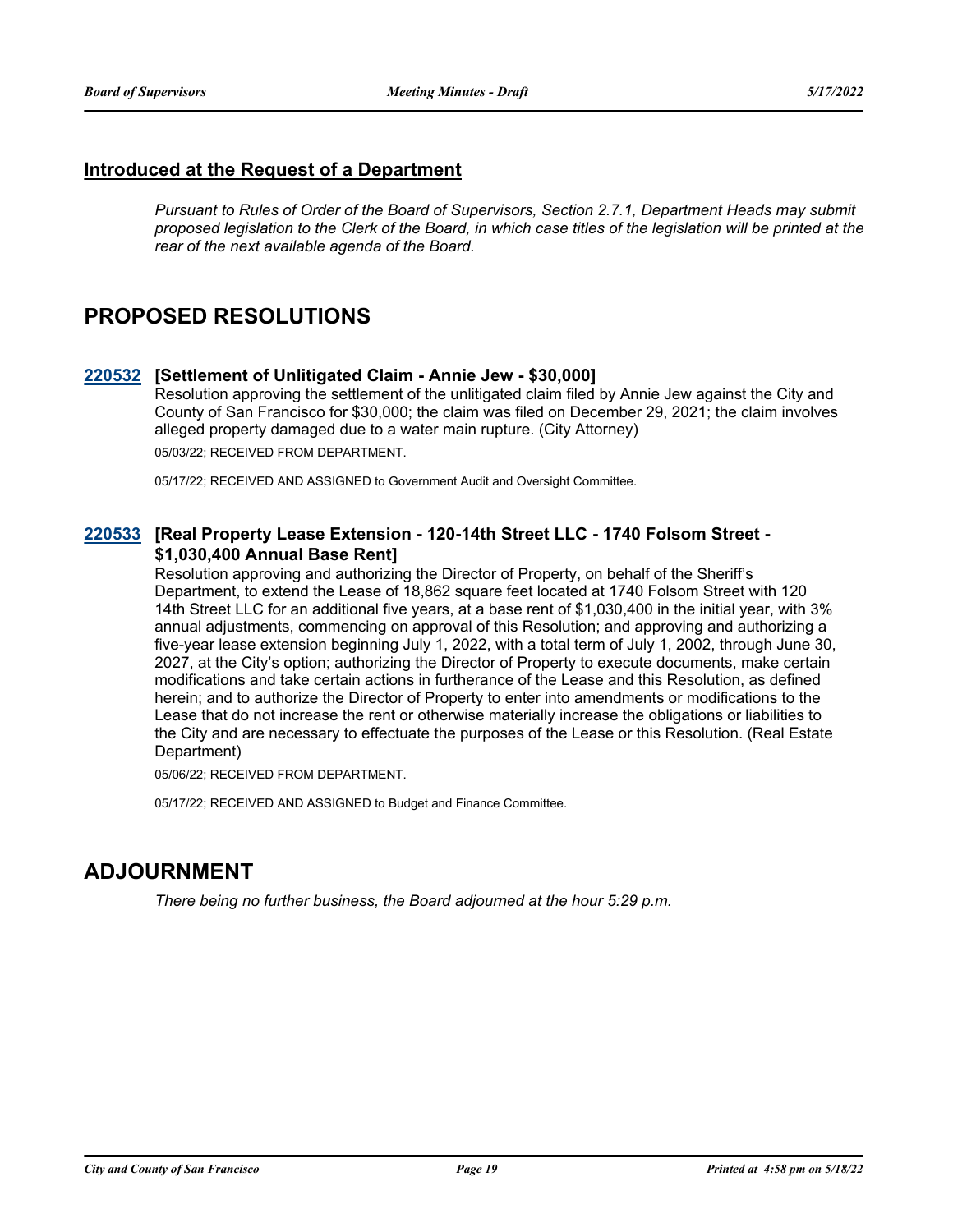## Introduced at the Request of a Department

*Pursuant to Rules of Order of the Board of Supervisors, Section 2.7.1, Department Heads may submit proposed legislation to the Clerk of the Board, in which case titles of the legislation will be printed at the rear of the next available agenda of the Board.*

# PROPOSED RESOLUTIONS

### 220532 [Settlement of Unlitigated Claim - Annie Jew - $30,000]

Resolution approving the settlement of the unlitigated claim filed by Annie Jew against the City and County of San Francisco for $30,000; the claim was filed on December 29, 2021; the claim involves alleged property damaged due to a water main rupture. (City Attorney)

05/03/22; RECEIVED FROM DEPARTMENT.

05/17/22; RECEIVED AND ASSIGNED to Government Audit and Oversight Committee.

### 220533 [Real Property Lease Extension - 120-14th Street LLC - 1740 Folsom Street - $1,030,400 Annual Base Rent]

Resolution approving and authorizing the Director of Property, on behalf of the Sheriff's Department, to extend the Lease of 18,862 square feet located at 1740 Folsom Street with 120 14th Street LLC for an additional five years, at a base rent of $1,030,400 in the initial year, with 3% annual adjustments, commencing on approval of this Resolution; and approving and authorizing a five-year lease extension beginning July 1, 2022, with a total term of July 1, 2002, through June 30, 2027, at the City's option; authorizing the Director of Property to execute documents, make certain modifications and take certain actions in furtherance of the Lease and this Resolution, as defined herein; and to authorize the Director of Property to enter into amendments or modifications to the Lease that do not increase the rent or otherwise materially increase the obligations or liabilities to the City and are necessary to effectuate the purposes of the Lease or this Resolution. (Real Estate Department)

05/06/22; RECEIVED FROM DEPARTMENT.

05/17/22; RECEIVED AND ASSIGNED to Budget and Finance Committee.

# ADJOURNMENT

*There being no further business, the Board adjourned at the hour 5:29 p.m.*